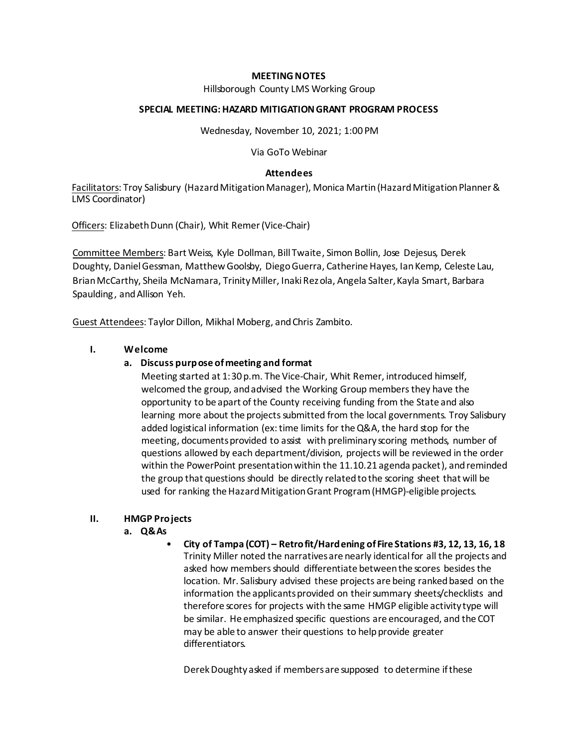**MEETING NOTES**

Hillsborough County LMS Working Group

**SPECIAL MEETING: HAZARD MITIGATION GRANT PROGRAM PROCESS**

Wednesday, November 10, 2021; 1:00 PM

Via GoTo Webinar

**Attendees**

Facilitators: Troy Salisbury (Hazard Mitigation Manager), Monica Martin (Hazard Mitigation Planner & LMS Coordinator)

Officers: Elizabeth Dunn (Chair), Whit Remer (Vice-Chair)

Committee Members: Bart Weiss, Kyle Dollman, Bill Twaite, Simon Bollin, Jose Dejesus, Derek Doughty, Daniel Gessman, Matthew Goolsby, Diego Guerra, Catherine Hayes, Ian Kemp, Celeste Lau, Brian McCarthy, Sheila McNamara, Trinity Miller, Inaki Rezola, Angela Salter, Kayla Smart, Barbara Spaulding, and Allison Yeh.

Guest Attendees: Taylor Dillon, Mikhal Moberg, and Chris Zambito.

## I. Welcome

### a. Discuss purpose of meeting and format

Meeting started at 1:30 p.m. The Vice-Chair, Whit Remer, introduced himself, welcomed the group, and advised the Working Group members they have the opportunity to be apart of the County receiving funding from the State and also learning more about the projects submitted from the local governments. Troy Salisbury added logistical information (ex: time limits for the Q&A, the hard stop for the meeting, documents provided to assist with preliminary scoring methods, number of questions allowed by each department/division, projects will be reviewed in the order within the PowerPoint presentation within the 11.10.21 agenda packet), and reminded the group that questions should be directly related to the scoring sheet that will be used for ranking the Hazard Mitigation Grant Program (HMGP)-eligible projects.

## II. HMGP Projects

### a. Q&As

- **City of Tampa (COT) – Retrofit/Hardening of Fire Stations #3, 12, 13, 16, 18**
  Trinity Miller noted the narratives are nearly identical for all the projects and asked how members should differentiate between the scores besides the location. Mr. Salisbury advised these projects are being ranked based on the information the applicants provided on their summary sheets/checklists and therefore scores for projects with the same HMGP eligible activity type will be similar. He emphasized specific questions are encouraged, and the COT may be able to answer their questions to help provide greater differentiators.

  Derek Doughty asked if members are supposed to determine if these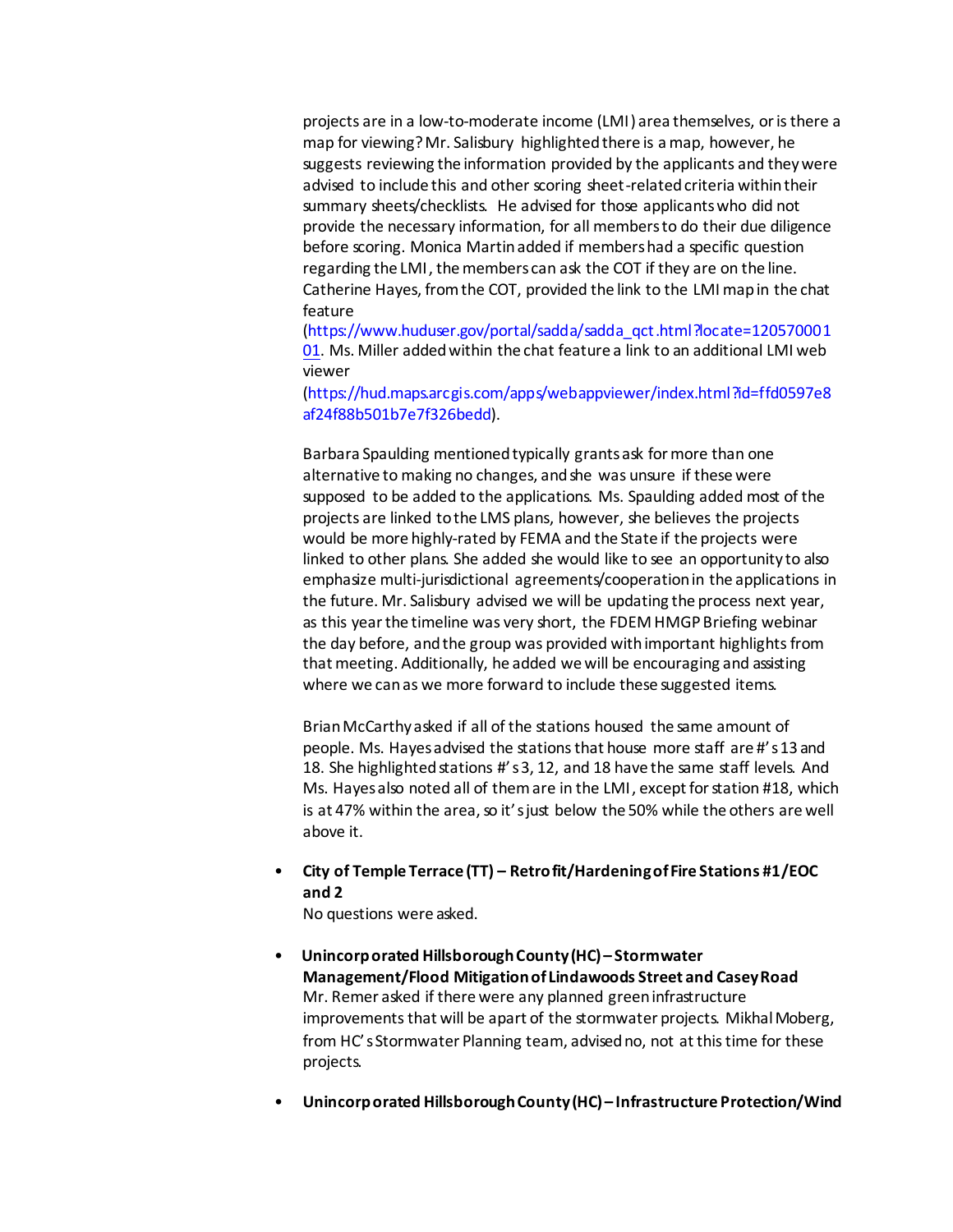projects are in a low-to-moderate income (LMI) area themselves, or is there a map for viewing? Mr. Salisbury highlighted there is a map, however, he suggests reviewing the information provided by the applicants and they were advised to include this and other scoring sheet-related criteria within their summary sheets/checklists. He advised for those applicants who did not provide the necessary information, for all members to do their due diligence before scoring. Monica Martin added if members had a specific question regarding the LMI, the members can ask the COT if they are on the line. Catherine Hayes, from the COT, provided the link to the LMI map in the chat feature (https://www.huduser.gov/portal/sadda/sadda_qct.html?locate=12057000101. Ms. Miller added within the chat feature a link to an additional LMI web viewer (https://hud.maps.arcgis.com/apps/webappviewer/index.html?id=ffd0597e8af24f88b501b7e7f326bedd).

Barbara Spaulding mentioned typically grants ask for more than one alternative to making no changes, and she was unsure if these were supposed to be added to the applications. Ms. Spaulding added most of the projects are linked to the LMS plans, however, she believes the projects would be more highly-rated by FEMA and the State if the projects were linked to other plans. She added she would like to see an opportunity to also emphasize multi-jurisdictional agreements/cooperation in the applications in the future. Mr. Salisbury advised we will be updating the process next year, as this year the timeline was very short, the FDEM HMGP Briefing webinar the day before, and the group was provided with important highlights from that meeting. Additionally, he added we will be encouraging and assisting where we can as we more forward to include these suggested items.

Brian McCarthy asked if all of the stations housed the same amount of people. Ms. Hayes advised the stations that house more staff are #'s 13 and 18. She highlighted stations #'s 3, 12, and 18 have the same staff levels. And Ms. Hayes also noted all of them are in the LMI, except for station #18, which is at 47% within the area, so it's just below the 50% while the others are well above it.

- **City of Temple Terrace (TT) – Retrofit/Hardening of Fire Stations #1/EOC and 2**
  No questions were asked.

- **Unincorporated Hillsborough County (HC) – Stormwater Management/Flood Mitigation of Lindawoods Street and Casey Road**
  Mr. Remer asked if there were any planned green infrastructure improvements that will be apart of the stormwater projects. Mikhal Moberg, from HC's Stormwater Planning team, advised no, not at this time for these projects.

- **Unincorporated Hillsborough County (HC) – Infrastructure Protection/Wind**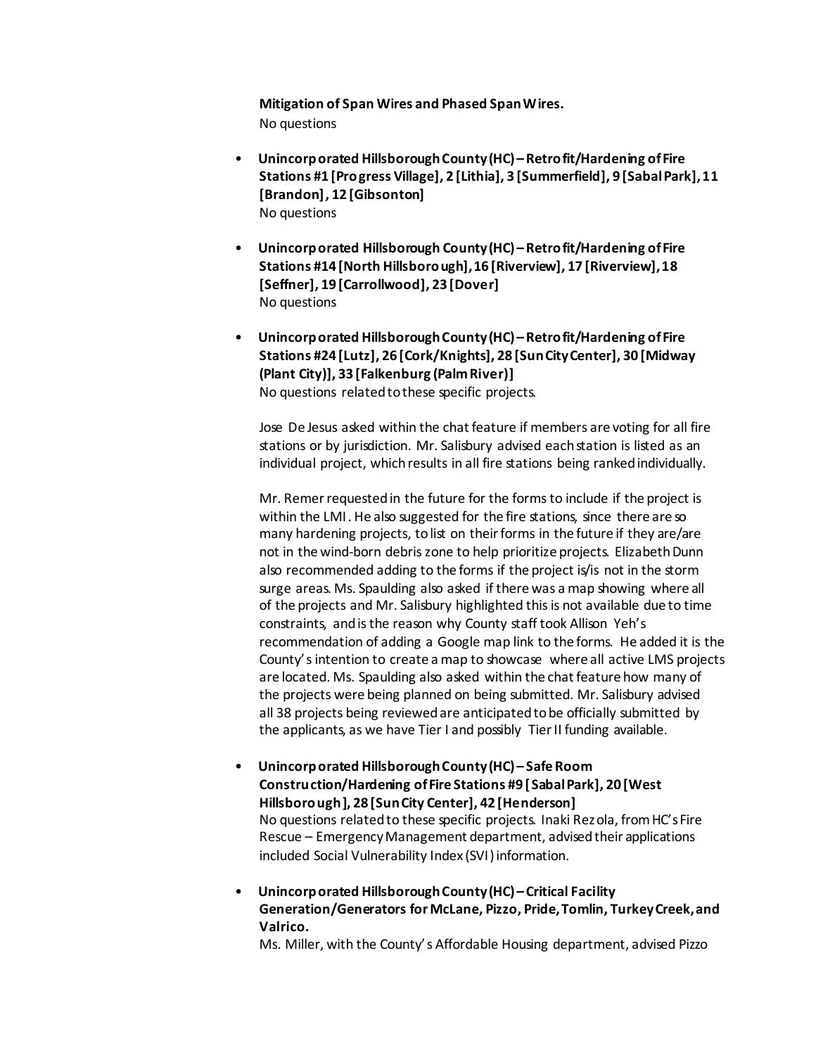**Mitigation of Span Wires and Phased Span Wires.**
No questions

- **Unincorporated Hillsborough County (HC) – Retrofit/Hardening of Fire Stations #1 [Progress Village], 2 [Lithia], 3 [Summerfield], 9 [Sabal Park], 11 [Brandon], 12 [Gibsonton]**
  No questions

- **Unincorporated Hillsborough County (HC) – Retrofit/Hardening of Fire Stations #14 [North Hillsborough], 16 [Riverview], 17 [Riverview], 18 [Seffner], 19 [Carrollwood], 23 [Dover]**
  No questions

- **Unincorporated Hillsborough County (HC) – Retrofit/Hardening of Fire Stations #24 [Lutz], 26 [Cork/Knights], 28 [Sun City Center], 30 [Midway (Plant City)], 33 [Falkenburg (Palm River)]**
  No questions related to these specific projects.

  Jose De Jesus asked within the chat feature if members are voting for all fire stations or by jurisdiction. Mr. Salisbury advised each station is listed as an individual project, which results in all fire stations being ranked individually.

  Mr. Remer requested in the future for the forms to include if the project is within the LMI. He also suggested for the fire stations, since there are so many hardening projects, to list on their forms in the future if they are/are not in the wind-born debris zone to help prioritize projects. Elizabeth Dunn also recommended adding to the forms if the project is/is not in the storm surge areas. Ms. Spaulding also asked if there was a map showing where all of the projects and Mr. Salisbury highlighted this is not available due to time constraints, and is the reason why County staff took Allison Yeh's recommendation of adding a Google map link to the forms. He added it is the County's intention to create a map to showcase where all active LMS projects are located. Ms. Spaulding also asked within the chat feature how many of the projects were being planned on being submitted. Mr. Salisbury advised all 38 projects being reviewed are anticipated to be officially submitted by the applicants, as we have Tier I and possibly Tier II funding available.

- **Unincorporated Hillsborough County (HC) – Safe Room Construction/Hardening of Fire Stations #9 [Sabal Park], 20 [West Hillsborough], 28 [Sun City Center], 42 [Henderson]**
  No questions related to these specific projects. Inaki Rezola, from HC's Fire Rescue – Emergency Management department, advised their applications included Social Vulnerability Index (SVI) information.

- **Unincorporated Hillsborough County (HC) – Critical Facility Generation/Generators for McLane, Pizzo, Pride, Tomlin, Turkey Creek, and Valrico.**
  Ms. Miller, with the County's Affordable Housing department, advised Pizzo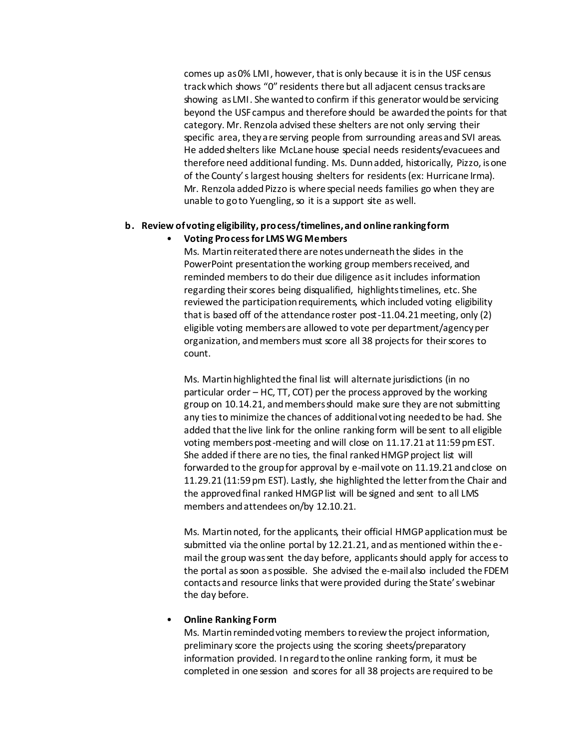comes up as 0% LMI, however, that is only because it is in the USF census track which shows "0" residents there but all adjacent census tracks are showing as LMI. She wanted to confirm if this generator would be servicing beyond the USF campus and therefore should be awarded the points for that category. Mr. Renzola advised these shelters are not only serving their specific area, they are serving people from surrounding areas and SVI areas. He added shelters like McLane house special needs residents/evacuees and therefore need additional funding. Ms. Dunn added, historically, Pizzo, is one of the County's largest housing shelters for residents (ex: Hurricane Irma). Mr. Renzola added Pizzo is where special needs families go when they are unable to go to Yuengling, so it is a support site as well.

**b. Review of voting eligibility, process/timelines, and online ranking form**

- **Voting Process for LMS WG Members**

  Ms. Martin reiterated there are notes underneath the slides in the PowerPoint presentation the working group members received, and reminded members to do their due diligence as it includes information regarding their scores being disqualified, highlights timelines, etc. She reviewed the participation requirements, which included voting eligibility that is based off of the attendance roster post-11.04.21 meeting, only (2) eligible voting members are allowed to vote per department/agency per organization, and members must score all 38 projects for their scores to count.

  Ms. Martin highlighted the final list will alternate jurisdictions (in no particular order – HC, TT, COT) per the process approved by the working group on 10.14.21, and members should make sure they are not submitting any ties to minimize the chances of additional voting needed to be had. She added that the live link for the online ranking form will be sent to all eligible voting members post-meeting and will close on 11.17.21 at 11:59 pm EST. She added if there are no ties, the final ranked HMGP project list will forwarded to the group for approval by e-mail vote on 11.19.21 and close on 11.29.21 (11:59 pm EST). Lastly, she highlighted the letter from the Chair and the approved final ranked HMGP list will be signed and sent to all LMS members and attendees on/by 12.10.21.

  Ms. Martin noted, for the applicants, their official HMGP application must be submitted via the online portal by 12.21.21, and as mentioned within the e-mail the group was sent the day before, applicants should apply for access to the portal as soon as possible. She advised the e-mail also included the FDEM contacts and resource links that were provided during the State's webinar the day before.

- **Online Ranking Form**

  Ms. Martin reminded voting members to review the project information, preliminary score the projects using the scoring sheets/preparatory information provided. In regard to the online ranking form, it must be completed in one session and scores for all 38 projects are required to be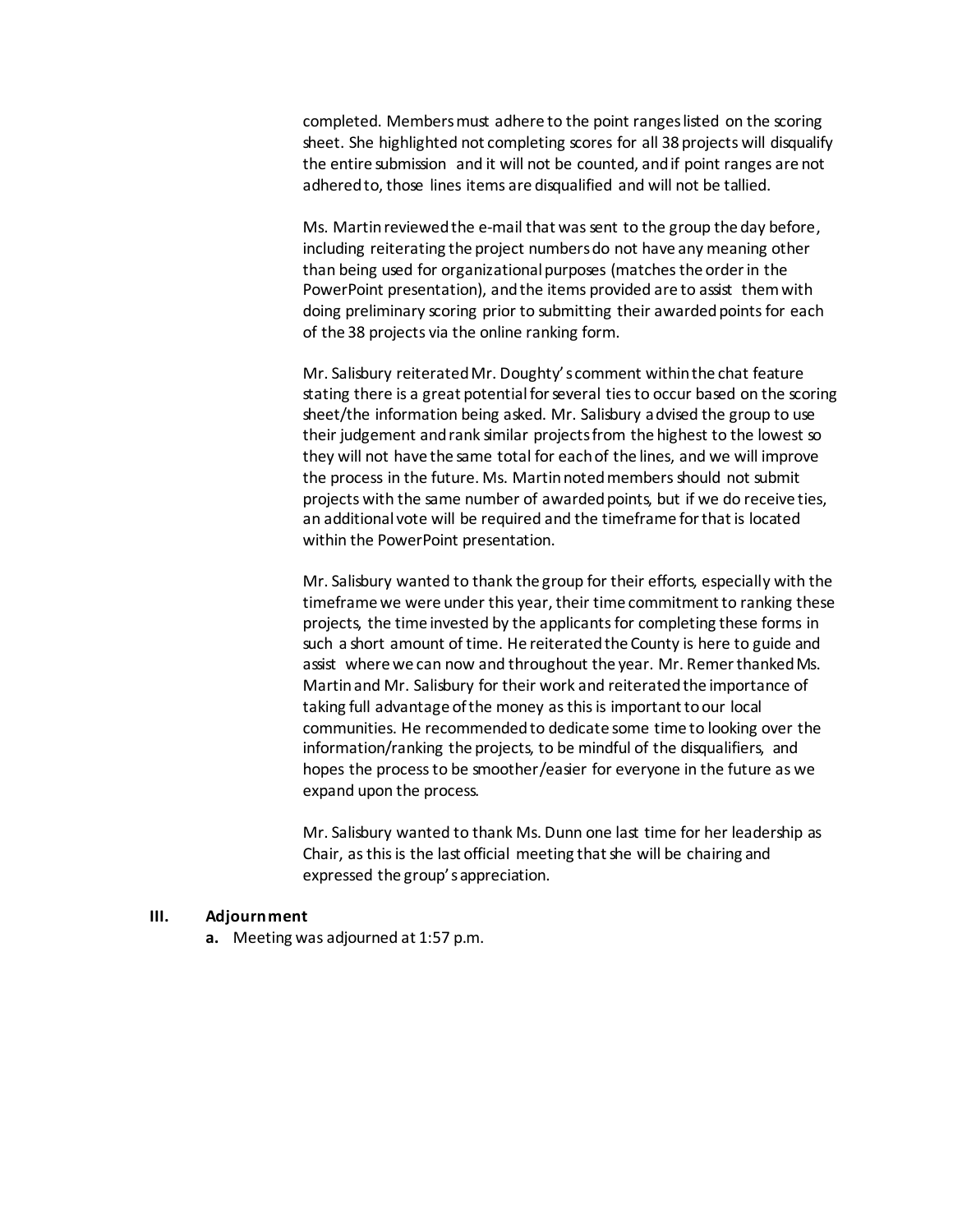completed. Members must adhere to the point ranges listed on the scoring sheet. She highlighted not completing scores for all 38 projects will disqualify the entire submission and it will not be counted, and if point ranges are not adhered to, those lines items are disqualified and will not be tallied.

Ms. Martin reviewed the e-mail that was sent to the group the day before, including reiterating the project numbers do not have any meaning other than being used for organizational purposes (matches the order in the PowerPoint presentation), and the items provided are to assist them with doing preliminary scoring prior to submitting their awarded points for each of the 38 projects via the online ranking form.

Mr. Salisbury reiterated Mr. Doughty's comment within the chat feature stating there is a great potential for several ties to occur based on the scoring sheet/the information being asked. Mr. Salisbury advised the group to use their judgement and rank similar projects from the highest to the lowest so they will not have the same total for each of the lines, and we will improve the process in the future. Ms. Martin noted members should not submit projects with the same number of awarded points, but if we do receive ties, an additional vote will be required and the timeframe for that is located within the PowerPoint presentation.

Mr. Salisbury wanted to thank the group for their efforts, especially with the timeframe we were under this year, their time commitment to ranking these projects, the time invested by the applicants for completing these forms in such a short amount of time. He reiterated the County is here to guide and assist where we can now and throughout the year. Mr. Remer thanked Ms. Martin and Mr. Salisbury for their work and reiterated the importance of taking full advantage of the money as this is important to our local communities. He recommended to dedicate some time to looking over the information/ranking the projects, to be mindful of the disqualifiers, and hopes the process to be smoother/easier for everyone in the future as we expand upon the process.

Mr. Salisbury wanted to thank Ms. Dunn one last time for her leadership as Chair, as this is the last official meeting that she will be chairing and expressed the group's appreciation.

**III. Adjournment**

**a.** Meeting was adjourned at 1:57 p.m.